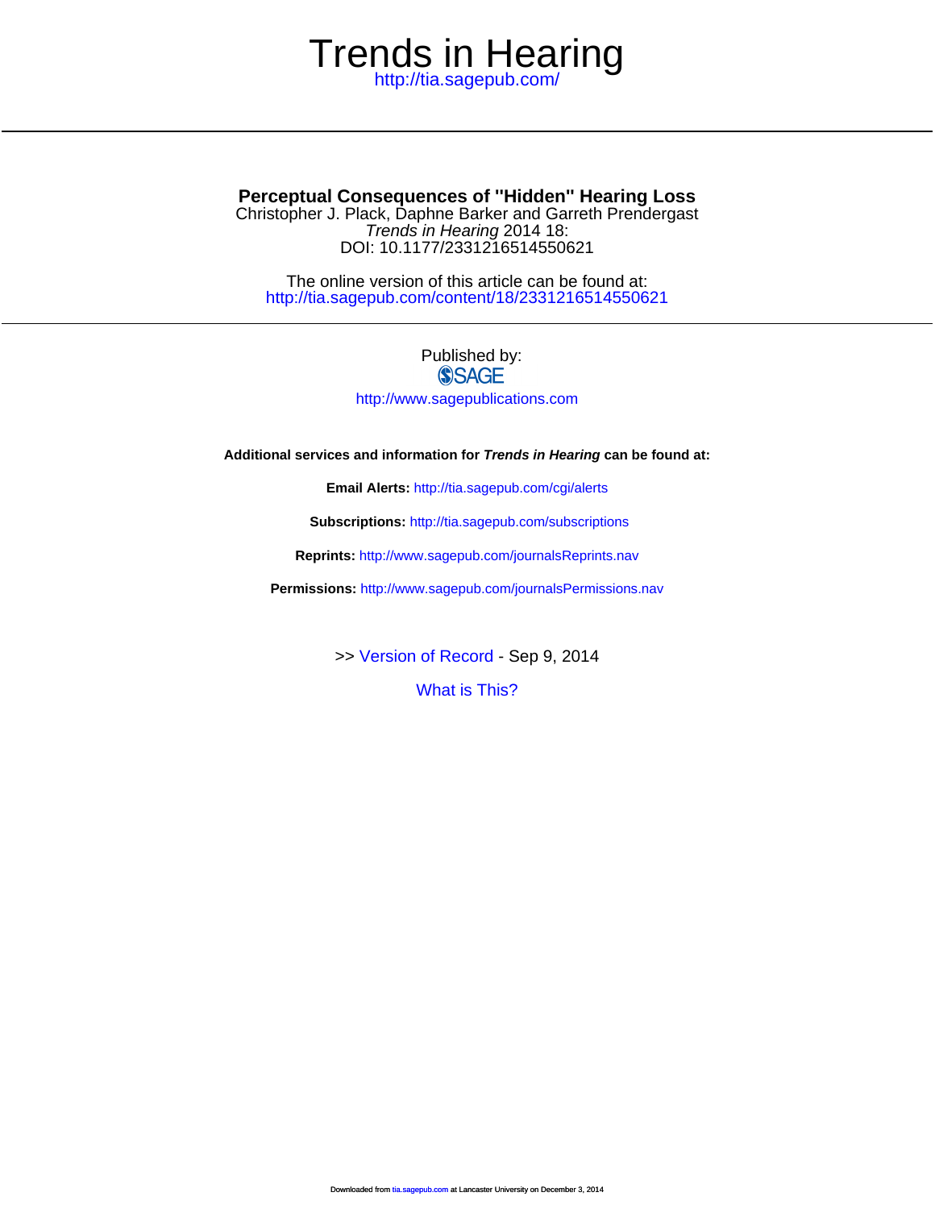# Trends in Hearing

http://tia.sagepub.com/

---

## Perceptual Consequences of "Hidden" Hearing Loss

Christopher J. Plack, Daphne Barker and Garreth Prendergast

*Trends in Hearing* 2014 18:

DOI: 10.1177/2331216514550621

The online version of this article can be found at:

http://tia.sagepub.com/content/18/2331216514550621

---

Published by:

SAGE

http://www.sagepublications.com

**Additional services and information for *Trends in Hearing* can be found at:**

**Email Alerts:** http://tia.sagepub.com/cgi/alerts

**Subscriptions:** http://tia.sagepub.com/subscriptions

**Reprints:** http://www.sagepub.com/journalsReprints.nav

**Permissions:** http://www.sagepub.com/journalsPermissions.nav

>> Version of Record - Sep 9, 2014

What is This?

Downloaded from tia.sagepub.com at Lancaster University on December 3, 2014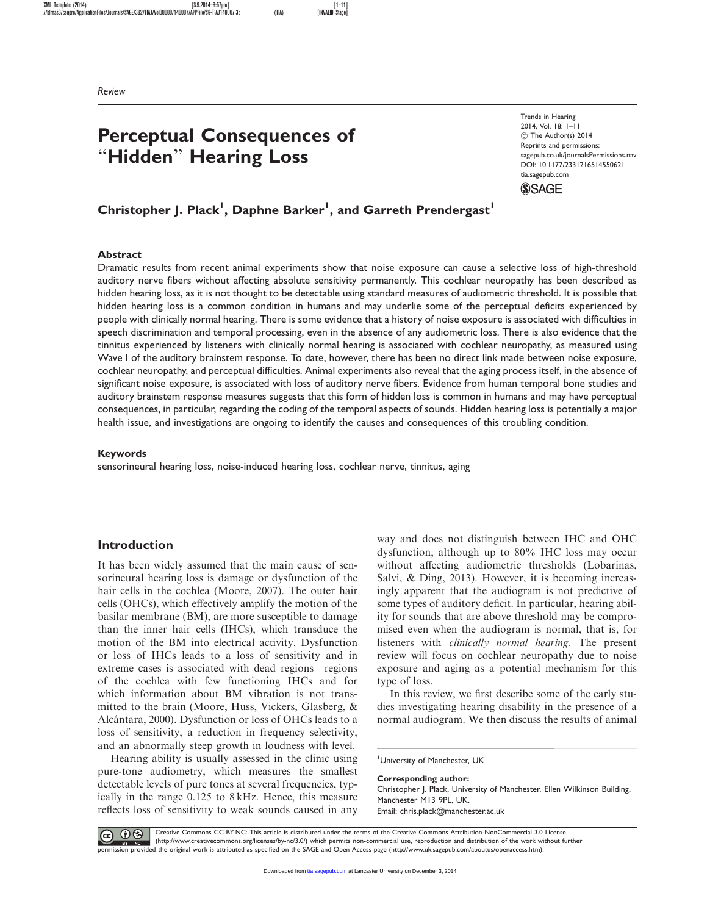Review

# Perceptual Consequences of "Hidden" Hearing Loss

Trends in Hearing
2014, Vol. 18: 1–11
© The Author(s) 2014
Reprints and permissions:
sagepub.co.uk/journalsPermissions.nav
DOI: 10.1177/2331216514550621
tia.sagepub.com

**Christopher J. Plack[1], Daphne Barker[1], and Garreth Prendergast[1]**

## Abstract

Dramatic results from recent animal experiments show that noise exposure can cause a selective loss of high-threshold auditory nerve fibers without affecting absolute sensitivity permanently. This cochlear neuropathy has been described as hidden hearing loss, as it is not thought to be detectable using standard measures of audiometric threshold. It is possible that hidden hearing loss is a common condition in humans and may underlie some of the perceptual deficits experienced by people with clinically normal hearing. There is some evidence that a history of noise exposure is associated with difficulties in speech discrimination and temporal processing, even in the absence of any audiometric loss. There is also evidence that the tinnitus experienced by listeners with clinically normal hearing is associated with cochlear neuropathy, as measured using Wave I of the auditory brainstem response. To date, however, there has been no direct link made between noise exposure, cochlear neuropathy, and perceptual difficulties. Animal experiments also reveal that the aging process itself, in the absence of significant noise exposure, is associated with loss of auditory nerve fibers. Evidence from human temporal bone studies and auditory brainstem response measures suggests that this form of hidden loss is common in humans and may have perceptual consequences, in particular, regarding the coding of the temporal aspects of sounds. Hidden hearing loss is potentially a major health issue, and investigations are ongoing to identify the causes and consequences of this troubling condition.

## Keywords

sensorineural hearing loss, noise-induced hearing loss, cochlear nerve, tinnitus, aging

## Introduction

It has been widely assumed that the main cause of sensorineural hearing loss is damage or dysfunction of the hair cells in the cochlea (Moore, 2007). The outer hair cells (OHCs), which effectively amplify the motion of the basilar membrane (BM), are more susceptible to damage than the inner hair cells (IHCs), which transduce the motion of the BM into electrical activity. Dysfunction or loss of IHCs leads to a loss of sensitivity and in extreme cases is associated with dead regions—regions of the cochlea with few functioning IHCs and for which information about BM vibration is not transmitted to the brain (Moore, Huss, Vickers, Glasberg, & Alcántara, 2000). Dysfunction or loss of OHCs leads to a loss of sensitivity, a reduction in frequency selectivity, and an abnormally steep growth in loudness with level.

Hearing ability is usually assessed in the clinic using pure-tone audiometry, which measures the smallest detectable levels of pure tones at several frequencies, typically in the range 0.125 to 8 kHz. Hence, this measure reflects loss of sensitivity to weak sounds caused in any way and does not distinguish between IHC and OHC dysfunction, although up to 80% IHC loss may occur without affecting audiometric thresholds (Lobarinas, Salvi, & Ding, 2013). However, it is becoming increasingly apparent that the audiogram is not predictive of some types of auditory deficit. In particular, hearing ability for sounds that are above threshold may be compromised even when the audiogram is normal, that is, for listeners with *clinically normal hearing*. The present review will focus on cochlear neuropathy due to noise exposure and aging as a potential mechanism for this type of loss.

In this review, we first describe some of the early studies investigating hearing disability in the presence of a normal audiogram. We then discuss the results of animal

[1]University of Manchester, UK

**Corresponding author:**
Christopher J. Plack, University of Manchester, Ellen Wilkinson Building, Manchester M13 9PL, UK.
Email: chris.plack@manchester.ac.uk

Creative Commons CC-BY-NC: This article is distributed under the terms of the Creative Commons Attribution-NonCommercial 3.0 License (http://www.creativecommons.org/licenses/by-nc/3.0/) which permits non-commercial use, reproduction and distribution of the work without further permission provided the original work is attributed as specified on the SAGE and Open Access page (http://www.uk.sagepub.com/aboutus/openaccess.htm).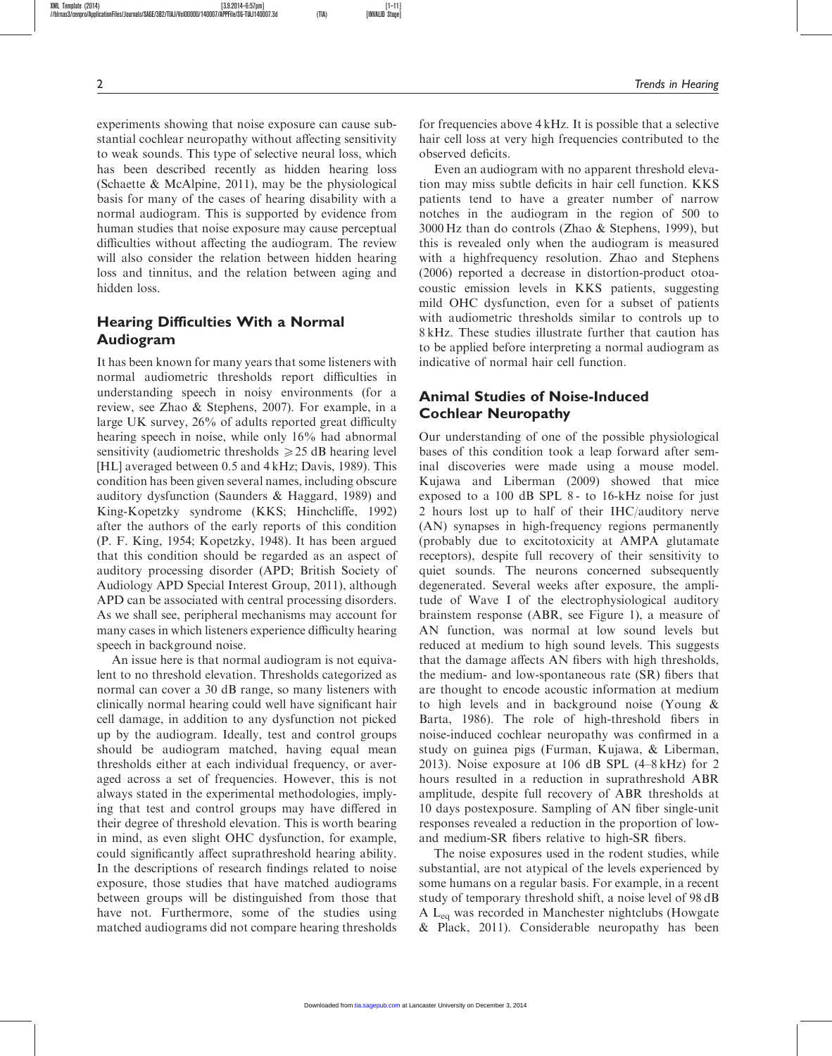experiments showing that noise exposure can cause substantial cochlear neuropathy without affecting sensitivity to weak sounds. This type of selective neural loss, which has been described recently as hidden hearing loss (Schaette & McAlpine, 2011), may be the physiological basis for many of the cases of hearing disability with a normal audiogram. This is supported by evidence from human studies that noise exposure may cause perceptual difficulties without affecting the audiogram. The review will also consider the relation between hidden hearing loss and tinnitus, and the relation between aging and hidden loss.

## Hearing Difficulties With a Normal Audiogram

It has been known for many years that some listeners with normal audiometric thresholds report difficulties in understanding speech in noisy environments (for a review, see Zhao & Stephens, 2007). For example, in a large UK survey, 26% of adults reported great difficulty hearing speech in noise, while only 16% had abnormal sensitivity (audiometric thresholds $\geqslant 25$ dB hearing level [HL] averaged between 0.5 and 4 kHz; Davis, 1989). This condition has been given several names, including obscure auditory dysfunction (Saunders & Haggard, 1989) and King-Kopetzky syndrome (KKS; Hinchcliffe, 1992) after the authors of the early reports of this condition (P. F. King, 1954; Kopetzky, 1948). It has been argued that this condition should be regarded as an aspect of auditory processing disorder (APD; British Society of Audiology APD Special Interest Group, 2011), although APD can be associated with central processing disorders. As we shall see, peripheral mechanisms may account for many cases in which listeners experience difficulty hearing speech in background noise.

An issue here is that normal audiogram is not equivalent to no threshold elevation. Thresholds categorized as normal can cover a 30 dB range, so many listeners with clinically normal hearing could well have significant hair cell damage, in addition to any dysfunction not picked up by the audiogram. Ideally, test and control groups should be audiogram matched, having equal mean thresholds either at each individual frequency, or averaged across a set of frequencies. However, this is not always stated in the experimental methodologies, implying that test and control groups may have differed in their degree of threshold elevation. This is worth bearing in mind, as even slight OHC dysfunction, for example, could significantly affect suprathreshold hearing ability. In the descriptions of research findings related to noise exposure, those studies that have matched audiograms between groups will be distinguished from those that have not. Furthermore, some of the studies using matched audiograms did not compare hearing thresholds for frequencies above 4 kHz. It is possible that a selective hair cell loss at very high frequencies contributed to the observed deficits.

Even an audiogram with no apparent threshold elevation may miss subtle deficits in hair cell function. KKS patients tend to have a greater number of narrow notches in the audiogram in the region of 500 to 3000 Hz than do controls (Zhao & Stephens, 1999), but this is revealed only when the audiogram is measured with a highfrequency resolution. Zhao and Stephens (2006) reported a decrease in distortion-product otoacoustic emission levels in KKS patients, suggesting mild OHC dysfunction, even for a subset of patients with audiometric thresholds similar to controls up to 8 kHz. These studies illustrate further that caution has to be applied before interpreting a normal audiogram as indicative of normal hair cell function.

## Animal Studies of Noise-Induced Cochlear Neuropathy

Our understanding of one of the possible physiological bases of this condition took a leap forward after seminal discoveries were made using a mouse model. Kujawa and Liberman (2009) showed that mice exposed to a 100 dB SPL 8- to 16-kHz noise for just 2 hours lost up to half of their IHC/auditory nerve (AN) synapses in high-frequency regions permanently (probably due to excitotoxicity at AMPA glutamate receptors), despite full recovery of their sensitivity to quiet sounds. The neurons concerned subsequently degenerated. Several weeks after exposure, the amplitude of Wave I of the electrophysiological auditory brainstem response (ABR, see Figure 1), a measure of AN function, was normal at low sound levels but reduced at medium to high sound levels. This suggests that the damage affects AN fibers with high thresholds, the medium- and low-spontaneous rate (SR) fibers that are thought to encode acoustic information at medium to high levels and in background noise (Young & Barta, 1986). The role of high-threshold fibers in noise-induced cochlear neuropathy was confirmed in a study on guinea pigs (Furman, Kujawa, & Liberman, 2013). Noise exposure at 106 dB SPL (4–8 kHz) for 2 hours resulted in a reduction in suprathreshold ABR amplitude, despite full recovery of ABR thresholds at 10 days postexposure. Sampling of AN fiber single-unit responses revealed a reduction in the proportion of low- and medium-SR fibers relative to high-SR fibers.

The noise exposures used in the rodent studies, while substantial, are not atypical of the levels experienced by some humans on a regular basis. For example, in a recent study of temporary threshold shift, a noise level of 98 dB A $L_{eq}$ was recorded in Manchester nightclubs (Howgate & Plack, 2011). Considerable neuropathy has been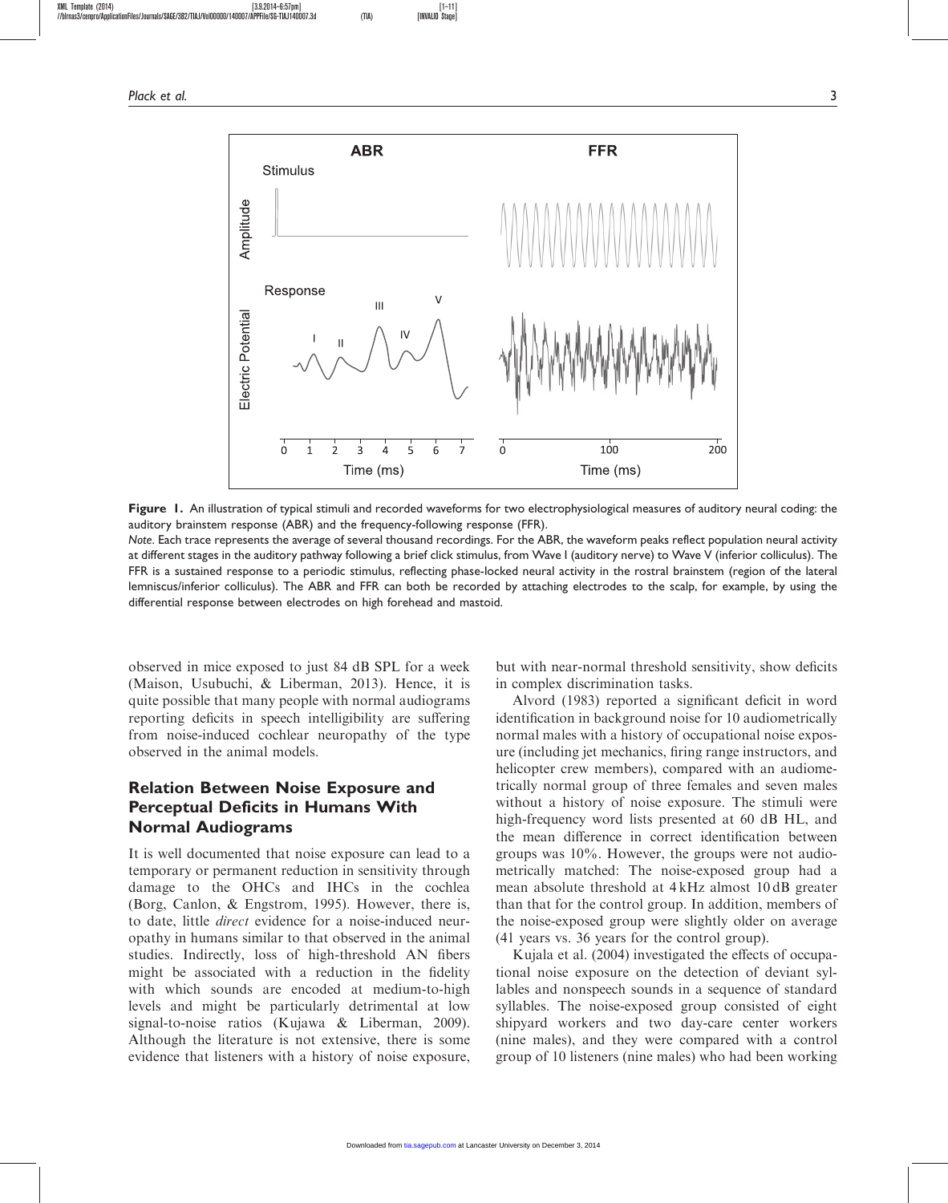ABR

FFR

Stimulus

Amplitude

Response

Electric Potential

I II III IV V

0 1 2 3 4 5 6 7

Time (ms)

0 100 200

Time (ms)

**Figure 1.** An illustration of typical stimuli and recorded waveforms for two electrophysiological measures of auditory neural coding: the auditory brainstem response (ABR) and the frequency-following response (FFR).

*Note.* Each trace represents the average of several thousand recordings. For the ABR, the waveform peaks reflect population neural activity at different stages in the auditory pathway following a brief click stimulus, from Wave I (auditory nerve) to Wave V (inferior colliculus). The FFR is a sustained response to a periodic stimulus, reflecting phase-locked neural activity in the rostral brainstem (region of the lateral lemniscus/inferior colliculus). The ABR and FFR can both be recorded by attaching electrodes to the scalp, for example, by using the differential response between electrodes on high forehead and mastoid.

observed in mice exposed to just 84 dB SPL for a week (Maison, Usubuchi, & Liberman, 2013). Hence, it is quite possible that many people with normal audiograms reporting deficits in speech intelligibility are suffering from noise-induced cochlear neuropathy of the type observed in the animal models.

## Relation Between Noise Exposure and Perceptual Deficits in Humans With Normal Audiograms

It is well documented that noise exposure can lead to a temporary or permanent reduction in sensitivity through damage to the OHCs and IHCs in the cochlea (Borg, Canlon, & Engstrom, 1995). However, there is, to date, little *direct* evidence for a noise-induced neuropathy in humans similar to that observed in the animal studies. Indirectly, loss of high-threshold AN fibers might be associated with a reduction in the fidelity with which sounds are encoded at medium-to-high levels and might be particularly detrimental at low signal-to-noise ratios (Kujawa & Liberman, 2009). Although the literature is not extensive, there is some evidence that listeners with a history of noise exposure, but with near-normal threshold sensitivity, show deficits in complex discrimination tasks.

Alvord (1983) reported a significant deficit in word identification in background noise for 10 audiometrically normal males with a history of occupational noise exposure (including jet mechanics, firing range instructors, and helicopter crew members), compared with an audiometrically normal group of three females and seven males without a history of noise exposure. The stimuli were high-frequency word lists presented at 60 dB HL, and the mean difference in correct identification between groups was 10%. However, the groups were not audiometrically matched: The noise-exposed group had a mean absolute threshold at 4 kHz almost 10 dB greater than that for the control group. In addition, members of the noise-exposed group were slightly older on average (41 years vs. 36 years for the control group).

Kujala et al. (2004) investigated the effects of occupational noise exposure on the detection of deviant syllables and nonspeech sounds in a sequence of standard syllables. The noise-exposed group consisted of eight shipyard workers and two day-care center workers (nine males), and they were compared with a control group of 10 listeners (nine males) who had been working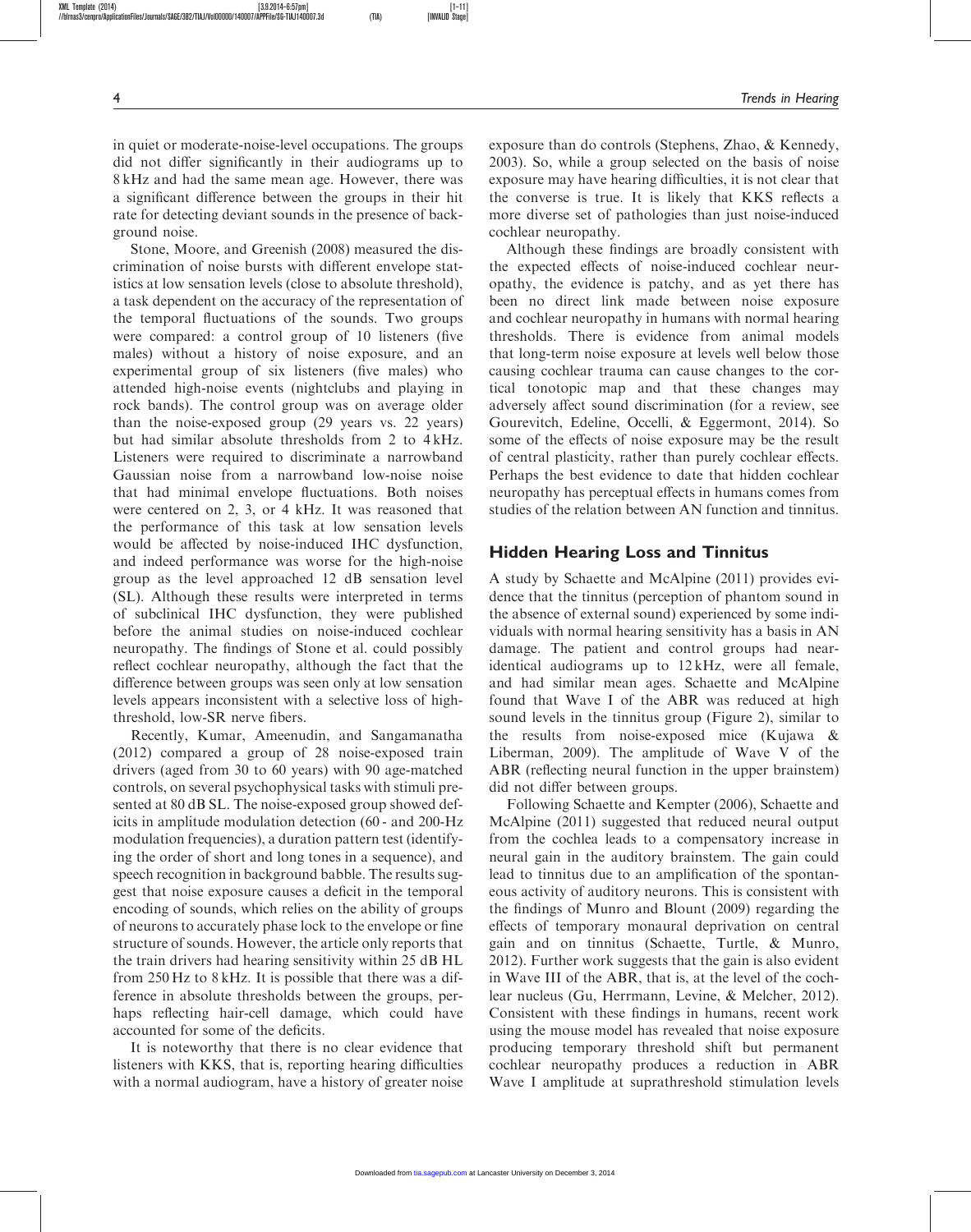in quiet or moderate-noise-level occupations. The groups did not differ significantly in their audiograms up to 8 kHz and had the same mean age. However, there was a significant difference between the groups in their hit rate for detecting deviant sounds in the presence of background noise.

Stone, Moore, and Greenish (2008) measured the discrimination of noise bursts with different envelope statistics at low sensation levels (close to absolute threshold), a task dependent on the accuracy of the representation of the temporal fluctuations of the sounds. Two groups were compared: a control group of 10 listeners (five males) without a history of noise exposure, and an experimental group of six listeners (five males) who attended high-noise events (nightclubs and playing in rock bands). The control group was on average older than the noise-exposed group (29 years vs. 22 years) but had similar absolute thresholds from 2 to 4 kHz. Listeners were required to discriminate a narrowband Gaussian noise from a narrowband low-noise noise that had minimal envelope fluctuations. Both noises were centered on 2, 3, or 4 kHz. It was reasoned that the performance of this task at low sensation levels would be affected by noise-induced IHC dysfunction, and indeed performance was worse for the high-noise group as the level approached 12 dB sensation level (SL). Although these results were interpreted in terms of subclinical IHC dysfunction, they were published before the animal studies on noise-induced cochlear neuropathy. The findings of Stone et al. could possibly reflect cochlear neuropathy, although the fact that the difference between groups was seen only at low sensation levels appears inconsistent with a selective loss of high-threshold, low-SR nerve fibers.

Recently, Kumar, Ameenudin, and Sangamanatha (2012) compared a group of 28 noise-exposed train drivers (aged from 30 to 60 years) with 90 age-matched controls, on several psychophysical tasks with stimuli presented at 80 dB SL. The noise-exposed group showed deficits in amplitude modulation detection (60- and 200-Hz modulation frequencies), a duration pattern test (identifying the order of short and long tones in a sequence), and speech recognition in background babble. The results suggest that noise exposure causes a deficit in the temporal encoding of sounds, which relies on the ability of groups of neurons to accurately phase lock to the envelope or fine structure of sounds. However, the article only reports that the train drivers had hearing sensitivity within 25 dB HL from 250 Hz to 8 kHz. It is possible that there was a difference in absolute thresholds between the groups, perhaps reflecting hair-cell damage, which could have accounted for some of the deficits.

It is noteworthy that there is no clear evidence that listeners with KKS, that is, reporting hearing difficulties with a normal audiogram, have a history of greater noise exposure than do controls (Stephens, Zhao, & Kennedy, 2003). So, while a group selected on the basis of noise exposure may have hearing difficulties, it is not clear that the converse is true. It is likely that KKS reflects a more diverse set of pathologies than just noise-induced cochlear neuropathy.

Although these findings are broadly consistent with the expected effects of noise-induced cochlear neuropathy, the evidence is patchy, and as yet there has been no direct link made between noise exposure and cochlear neuropathy in humans with normal hearing thresholds. There is evidence from animal models that long-term noise exposure at levels well below those causing cochlear trauma can cause changes to the cortical tonotopic map and that these changes may adversely affect sound discrimination (for a review, see Gourevitch, Edeline, Occelli, & Eggermont, 2014). So some of the effects of noise exposure may be the result of central plasticity, rather than purely cochlear effects. Perhaps the best evidence to date that hidden cochlear neuropathy has perceptual effects in humans comes from studies of the relation between AN function and tinnitus.

## Hidden Hearing Loss and Tinnitus

A study by Schaette and McAlpine (2011) provides evidence that the tinnitus (perception of phantom sound in the absence of external sound) experienced by some individuals with normal hearing sensitivity has a basis in AN damage. The patient and control groups had near-identical audiograms up to 12 kHz, were all female, and had similar mean ages. Schaette and McAlpine found that Wave I of the ABR was reduced at high sound levels in the tinnitus group (Figure 2), similar to the results from noise-exposed mice (Kujawa & Liberman, 2009). The amplitude of Wave V of the ABR (reflecting neural function in the upper brainstem) did not differ between groups.

Following Schaette and Kempter (2006), Schaette and McAlpine (2011) suggested that reduced neural output from the cochlea leads to a compensatory increase in neural gain in the auditory brainstem. The gain could lead to tinnitus due to an amplification of the spontaneous activity of auditory neurons. This is consistent with the findings of Munro and Blount (2009) regarding the effects of temporary monaural deprivation on central gain and on tinnitus (Schaette, Turtle, & Munro, 2012). Further work suggests that the gain is also evident in Wave III of the ABR, that is, at the level of the cochlear nucleus (Gu, Herrmann, Levine, & Melcher, 2012). Consistent with these findings in humans, recent work using the mouse model has revealed that noise exposure producing temporary threshold shift but permanent cochlear neuropathy produces a reduction in ABR Wave I amplitude at suprathreshold stimulation levels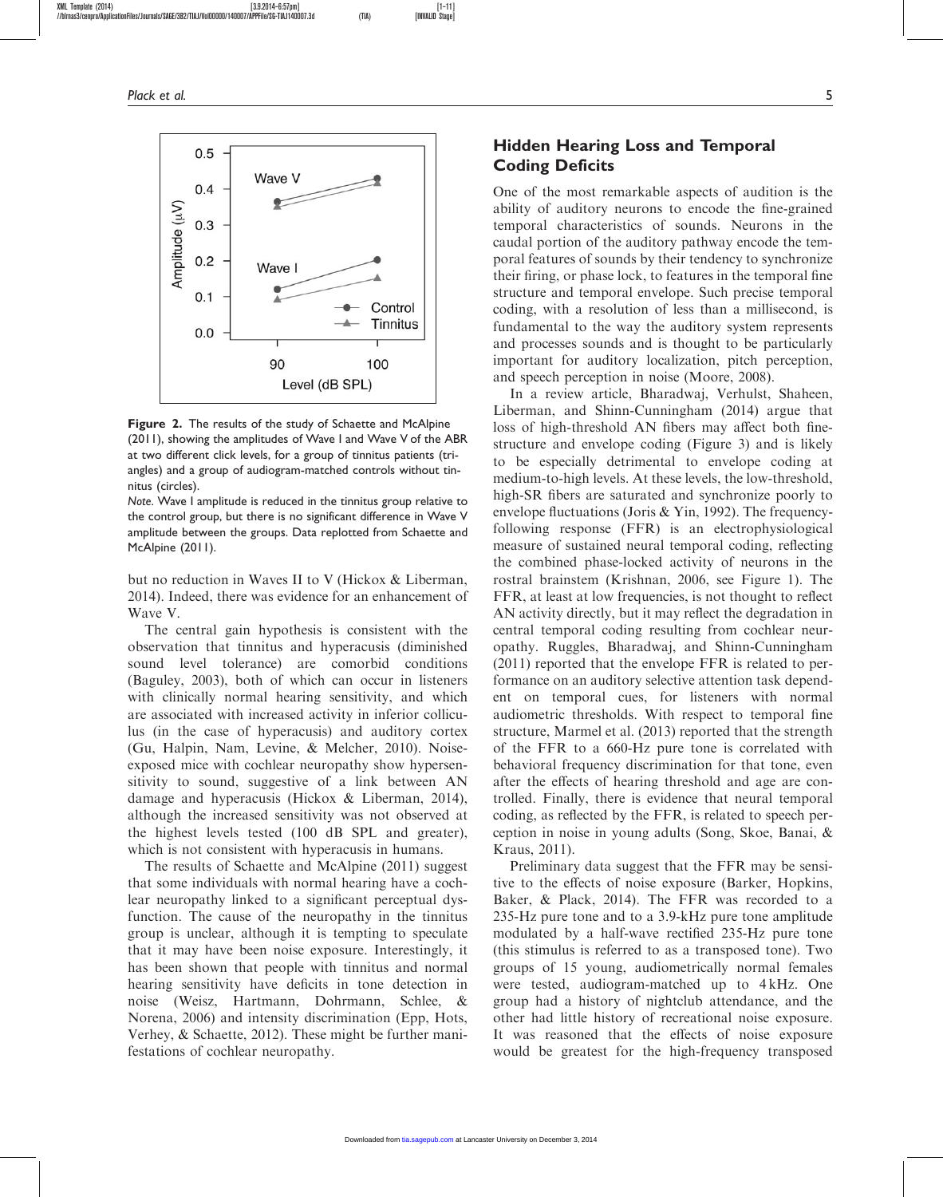Figure 2. The results of the study of Schaette and McAlpine (2011), showing the amplitudes of Wave I and Wave V of the ABR at two different click levels, for a group of tinnitus patients (triangles) and a group of audiogram-matched controls without tinnitus (circles).

*Note.* Wave I amplitude is reduced in the tinnitus group relative to the control group, but there is no significant difference in Wave V amplitude between the groups. Data replotted from Schaette and McAlpine (2011).

but no reduction in Waves II to V (Hickox & Liberman, 2014). Indeed, there was evidence for an enhancement of Wave V.

The central gain hypothesis is consistent with the observation that tinnitus and hyperacusis (diminished sound level tolerance) are comorbid conditions (Baguley, 2003), both of which can occur in listeners with clinically normal hearing sensitivity, and which are associated with increased activity in inferior colliculus (in the case of hyperacusis) and auditory cortex (Gu, Halpin, Nam, Levine, & Melcher, 2010). Noise-exposed mice with cochlear neuropathy show hypersensitivity to sound, suggestive of a link between AN damage and hyperacusis (Hickox & Liberman, 2014), although the increased sensitivity was not observed at the highest levels tested (100 dB SPL and greater), which is not consistent with hyperacusis in humans.

The results of Schaette and McAlpine (2011) suggest that some individuals with normal hearing have a cochlear neuropathy linked to a significant perceptual dysfunction. The cause of the neuropathy in the tinnitus group is unclear, although it is tempting to speculate that it may have been noise exposure. Interestingly, it has been shown that people with tinnitus and normal hearing sensitivity have deficits in tone detection in noise (Weisz, Hartmann, Dohrmann, Schlee, & Norena, 2006) and intensity discrimination (Epp, Hots, Verhey, & Schaette, 2012). These might be further manifestations of cochlear neuropathy.

## Hidden Hearing Loss and Temporal Coding Deficits

One of the most remarkable aspects of audition is the ability of auditory neurons to encode the fine-grained temporal characteristics of sounds. Neurons in the caudal portion of the auditory pathway encode the temporal features of sounds by their tendency to synchronize their firing, or phase lock, to features in the temporal fine structure and temporal envelope. Such precise temporal coding, with a resolution of less than a millisecond, is fundamental to the way the auditory system represents and processes sounds and is thought to be particularly important for auditory localization, pitch perception, and speech perception in noise (Moore, 2008).

In a review article, Bharadwaj, Verhulst, Shaheen, Liberman, and Shinn-Cunningham (2014) argue that loss of high-threshold AN fibers may affect both fine-structure and envelope coding (Figure 3) and is likely to be especially detrimental to envelope coding at medium-to-high levels. At these levels, the low-threshold, high-SR fibers are saturated and synchronize poorly to envelope fluctuations (Joris & Yin, 1992). The frequency-following response (FFR) is an electrophysiological measure of sustained neural temporal coding, reflecting the combined phase-locked activity of neurons in the rostral brainstem (Krishnan, 2006, see Figure 1). The FFR, at least at low frequencies, is not thought to reflect AN activity directly, but it may reflect the degradation in central temporal coding resulting from cochlear neuropathy. Ruggles, Bharadwaj, and Shinn-Cunningham (2011) reported that the envelope FFR is related to performance on an auditory selective attention task dependent on temporal cues, for listeners with normal audiometric thresholds. With respect to temporal fine structure, Marmel et al. (2013) reported that the strength of the FFR to a 660-Hz pure tone is correlated with behavioral frequency discrimination for that tone, even after the effects of hearing threshold and age are controlled. Finally, there is evidence that neural temporal coding, as reflected by the FFR, is related to speech perception in noise in young adults (Song, Skoe, Banai, & Kraus, 2011).

Preliminary data suggest that the FFR may be sensitive to the effects of noise exposure (Barker, Hopkins, Baker, & Plack, 2014). The FFR was recorded to a 235-Hz pure tone and to a 3.9-kHz pure tone amplitude modulated by a half-wave rectified 235-Hz pure tone (this stimulus is referred to as a transposed tone). Two groups of 15 young, audiometrically normal females were tested, audiogram-matched up to 4 kHz. One group had a history of nightclub attendance, and the other had little history of recreational noise exposure. It was reasoned that the effects of noise exposure would be greatest for the high-frequency transposed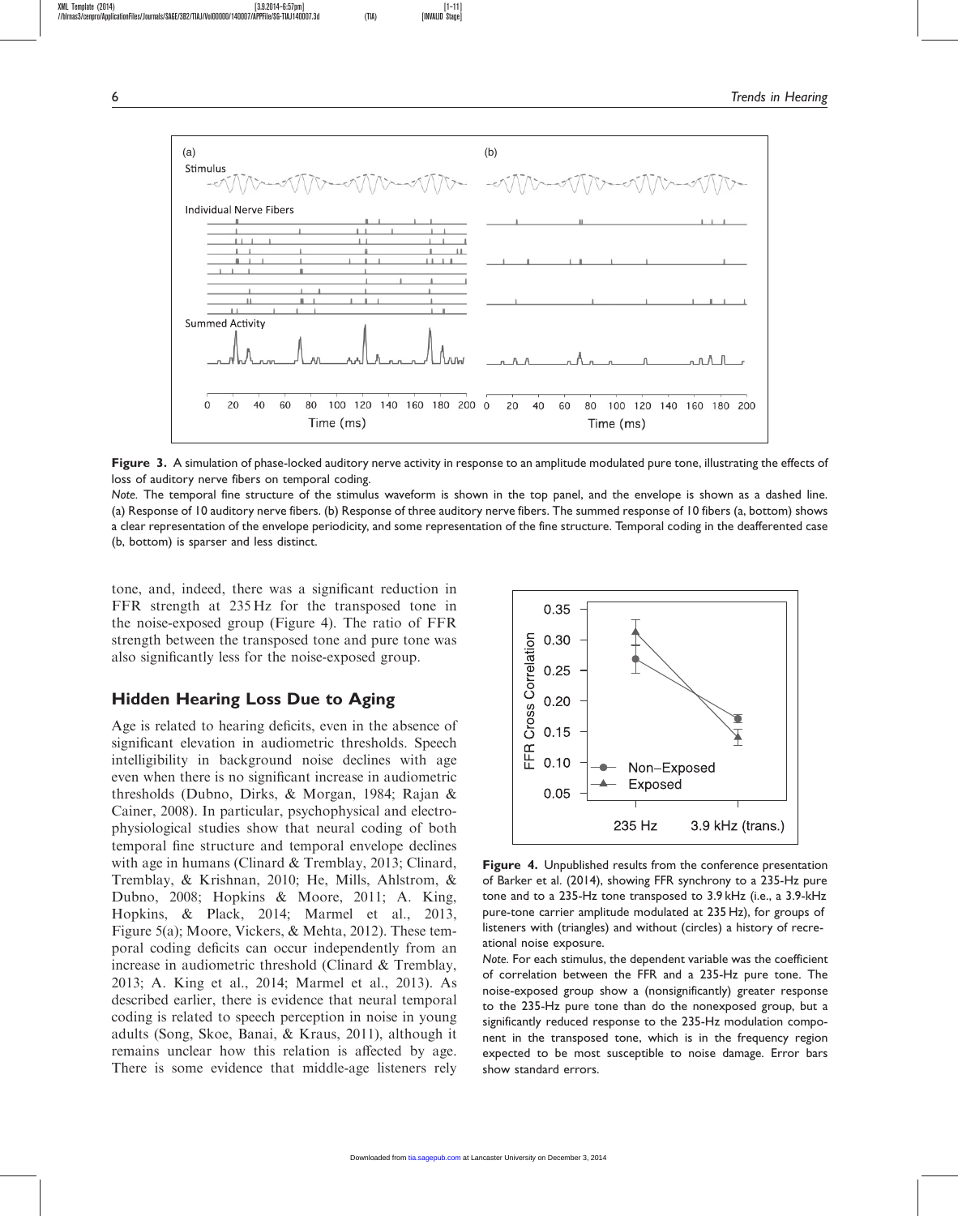(a)

Stimulus

Individual Nerve Fibers

Summed Activity

0 20 40 60 80 100 120 140 160 180 200

Time (ms)

(b)

0 20 40 60 80 100 120 140 160 180 200

Time (ms)

**Figure 3.** A simulation of phase-locked auditory nerve activity in response to an amplitude modulated pure tone, illustrating the effects of loss of auditory nerve fibers on temporal coding.

*Note.* The temporal fine structure of the stimulus waveform is shown in the top panel, and the envelope is shown as a dashed line. (a) Response of 10 auditory nerve fibers. (b) Response of three auditory nerve fibers. The summed response of 10 fibers (a, bottom) shows a clear representation of the envelope periodicity, and some representation of the fine structure. Temporal coding in the deafferented case (b, bottom) is sparser and less distinct.

tone, and, indeed, there was a significant reduction in FFR strength at 235 Hz for the transposed tone in the noise-exposed group (Figure 4). The ratio of FFR strength between the transposed tone and pure tone was also significantly less for the noise-exposed group.

## Hidden Hearing Loss Due to Aging

Age is related to hearing deficits, even in the absence of significant elevation in audiometric thresholds. Speech intelligibility in background noise declines with age even when there is no significant increase in audiometric thresholds (Dubno, Dirks, & Morgan, 1984; Rajan & Cainer, 2008). In particular, psychophysical and electrophysiological studies show that neural coding of both temporal fine structure and temporal envelope declines with age in humans (Clinard & Tremblay, 2013; Clinard, Tremblay, & Krishnan, 2010; He, Mills, Ahlstrom, & Dubno, 2008; Hopkins & Moore, 2011; A. King, Hopkins, & Plack, 2014; Marmel et al., 2013, Figure 5(a); Moore, Vickers, & Mehta, 2012). These temporal coding deficits can occur independently from an increase in audiometric threshold (Clinard & Tremblay, 2013; A. King et al., 2014; Marmel et al., 2013). As described earlier, there is evidence that neural temporal coding is related to speech perception in noise in young adults (Song, Skoe, Banai, & Kraus, 2011), although it remains unclear how this relation is affected by age. There is some evidence that middle-age listeners rely

FFR Cross Correlation

0.35

0.30

0.25

0.20

0.15

0.10

0.05

Non–Exposed

Exposed

235 Hz

3.9 kHz (trans.)

**Figure 4.** Unpublished results from the conference presentation of Barker et al. (2014), showing FFR synchrony to a 235-Hz pure tone and to a 235-Hz tone transposed to 3.9 kHz (i.e., a 3.9-kHz pure-tone carrier amplitude modulated at 235 Hz), for groups of listeners with (triangles) and without (circles) a history of recreational noise exposure.

*Note.* For each stimulus, the dependent variable was the coefficient of correlation between the FFR and a 235-Hz pure tone. The noise-exposed group show a (nonsignificantly) greater response to the 235-Hz pure tone than do the nonexposed group, but a significantly reduced response to the 235-Hz modulation component in the transposed tone, which is in the frequency region expected to be most susceptible to noise damage. Error bars show standard errors.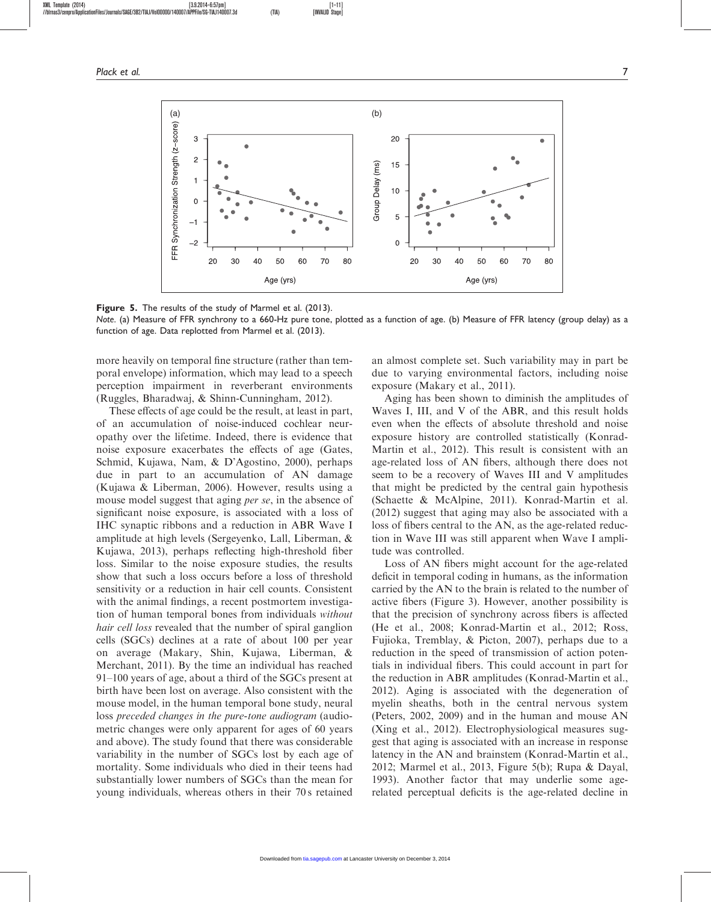(a)

FFR Synchronization Strength (z-score)

3
2
1
0
−1
−2

20 30 40 50 60 70 80

Age (yrs)

(b)

Group Delay (ms)

20
15
10
5
0

20 30 40 50 60 70 80

Age (yrs)

**Figure 5.** The results of the study of Marmel et al. (2013).
*Note.* (a) Measure of FFR synchrony to a 660-Hz pure tone, plotted as a function of age. (b) Measure of FFR latency (group delay) as a function of age. Data replotted from Marmel et al. (2013).

more heavily on temporal fine structure (rather than temporal envelope) information, which may lead to a speech perception impairment in reverberant environments (Ruggles, Bharadwaj, & Shinn-Cunningham, 2012).

These effects of age could be the result, at least in part, of an accumulation of noise-induced cochlear neuropathy over the lifetime. Indeed, there is evidence that noise exposure exacerbates the effects of age (Gates, Schmid, Kujawa, Nam, & D'Agostino, 2000), perhaps due in part to an accumulation of AN damage (Kujawa & Liberman, 2006). However, results using a mouse model suggest that aging *per se*, in the absence of significant noise exposure, is associated with a loss of IHC synaptic ribbons and a reduction in ABR Wave I amplitude at high levels (Sergeyenko, Lall, Liberman, & Kujawa, 2013), perhaps reflecting high-threshold fiber loss. Similar to the noise exposure studies, the results show that such a loss occurs before a loss of threshold sensitivity or a reduction in hair cell counts. Consistent with the animal findings, a recent postmortem investigation of human temporal bones from individuals *without hair cell loss* revealed that the number of spiral ganglion cells (SGCs) declines at a rate of about 100 per year on average (Makary, Shin, Kujawa, Liberman, & Merchant, 2011). By the time an individual has reached 91–100 years of age, about a third of the SGCs present at birth have been lost on average. Also consistent with the mouse model, in the human temporal bone study, neural loss *preceded changes in the pure-tone audiogram* (audiometric changes were only apparent for ages of 60 years and above). The study found that there was considerable variability in the number of SGCs lost by each age of mortality. Some individuals who died in their teens had substantially lower numbers of SGCs than the mean for young individuals, whereas others in their 70 s retained an almost complete set. Such variability may in part be due to varying environmental factors, including noise exposure (Makary et al., 2011).

Aging has been shown to diminish the amplitudes of Waves I, III, and V of the ABR, and this result holds even when the effects of absolute threshold and noise exposure history are controlled statistically (Konrad-Martin et al., 2012). This result is consistent with an age-related loss of AN fibers, although there does not seem to be a recovery of Waves III and V amplitudes that might be predicted by the central gain hypothesis (Schaette & McAlpine, 2011). Konrad-Martin et al. (2012) suggest that aging may also be associated with a loss of fibers central to the AN, as the age-related reduction in Wave III was still apparent when Wave I amplitude was controlled.

Loss of AN fibers might account for the age-related deficit in temporal coding in humans, as the information carried by the AN to the brain is related to the number of active fibers (Figure 3). However, another possibility is that the precision of synchrony across fibers is affected (He et al., 2008; Konrad-Martin et al., 2012; Ross, Fujioka, Tremblay, & Picton, 2007), perhaps due to a reduction in the speed of transmission of action potentials in individual fibers. This could account in part for the reduction in ABR amplitudes (Konrad-Martin et al., 2012). Aging is associated with the degeneration of myelin sheaths, both in the central nervous system (Peters, 2002, 2009) and in the human and mouse AN (Xing et al., 2012). Electrophysiological measures suggest that aging is associated with an increase in response latency in the AN and brainstem (Konrad-Martin et al., 2012; Marmel et al., 2013, Figure 5(b); Rupa & Dayal, 1993). Another factor that may underlie some age-related perceptual deficits is the age-related decline in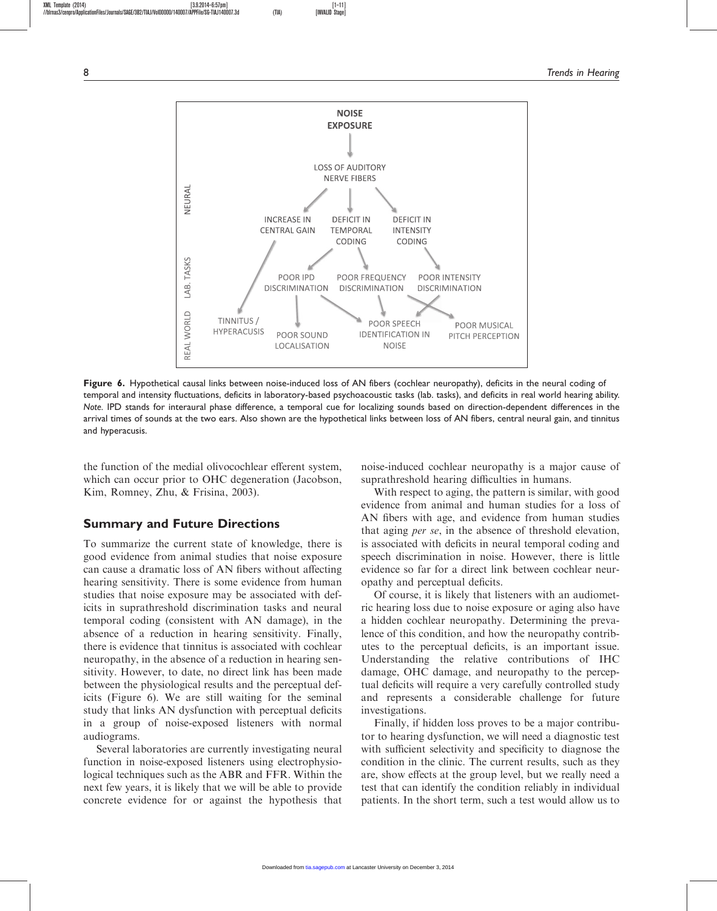NOISE EXPOSURE

LOSS OF AUDITORY NERVE FIBERS

NEURAL

INCREASE IN CENTRAL GAIN

DEFICIT IN TEMPORAL CODING

DEFICIT IN INTENSITY CODING

LAB. TASKS

POOR IPD DISCRIMINATION

POOR FREQUENCY DISCRIMINATION

POOR INTENSITY DISCRIMINATION

REAL WORLD

TINNITUS / HYPERACUSIS

POOR SOUND LOCALISATION

POOR SPEECH IDENTIFICATION IN NOISE

POOR MUSICAL PITCH PERCEPTION

**Figure 6.** Hypothetical causal links between noise-induced loss of AN fibers (cochlear neuropathy), deficits in the neural coding of temporal and intensity fluctuations, deficits in laboratory-based psychoacoustic tasks (lab. tasks), and deficits in real world hearing ability. *Note.* IPD stands for interaural phase difference, a temporal cue for localizing sounds based on direction-dependent differences in the arrival times of sounds at the two ears. Also shown are the hypothetical links between loss of AN fibers, central neural gain, and tinnitus and hyperacusis.

the function of the medial olivocochlear efferent system, which can occur prior to OHC degeneration (Jacobson, Kim, Romney, Zhu, & Frisina, 2003).

## Summary and Future Directions

To summarize the current state of knowledge, there is good evidence from animal studies that noise exposure can cause a dramatic loss of AN fibers without affecting hearing sensitivity. There is some evidence from human studies that noise exposure may be associated with deficits in suprathreshold discrimination tasks and neural temporal coding (consistent with AN damage), in the absence of a reduction in hearing sensitivity. Finally, there is evidence that tinnitus is associated with cochlear neuropathy, in the absence of a reduction in hearing sensitivity. However, to date, no direct link has been made between the physiological results and the perceptual deficits (Figure 6). We are still waiting for the seminal study that links AN dysfunction with perceptual deficits in a group of noise-exposed listeners with normal audiograms.

Several laboratories are currently investigating neural function in noise-exposed listeners using electrophysiological techniques such as the ABR and FFR. Within the next few years, it is likely that we will be able to provide concrete evidence for or against the hypothesis that noise-induced cochlear neuropathy is a major cause of suprathreshold hearing difficulties in humans.

With respect to aging, the pattern is similar, with good evidence from animal and human studies for a loss of AN fibers with age, and evidence from human studies that aging *per se*, in the absence of threshold elevation, is associated with deficits in neural temporal coding and speech discrimination in noise. However, there is little evidence so far for a direct link between cochlear neuropathy and perceptual deficits.

Of course, it is likely that listeners with an audiometric hearing loss due to noise exposure or aging also have a hidden cochlear neuropathy. Determining the prevalence of this condition, and how the neuropathy contributes to the perceptual deficits, is an important issue. Understanding the relative contributions of IHC damage, OHC damage, and neuropathy to the perceptual deficits will require a very carefully controlled study and represents a considerable challenge for future investigations.

Finally, if hidden loss proves to be a major contributor to hearing dysfunction, we will need a diagnostic test with sufficient selectivity and specificity to diagnose the condition in the clinic. The current results, such as they are, show effects at the group level, but we really need a test that can identify the condition reliably in individual patients. In the short term, such a test would allow us to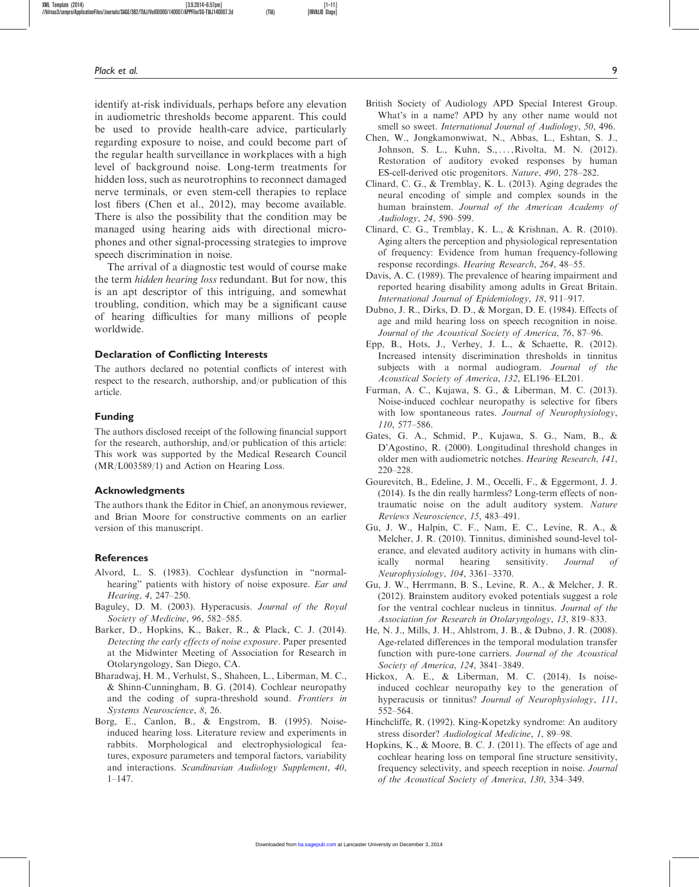identify at-risk individuals, perhaps before any elevation in audiometric thresholds become apparent. This could be used to provide health-care advice, particularly regarding exposure to noise, and could become part of the regular health surveillance in workplaces with a high level of background noise. Long-term treatments for hidden loss, such as neurotrophins to reconnect damaged nerve terminals, or even stem-cell therapies to replace lost fibers (Chen et al., 2012), may become available. There is also the possibility that the condition may be managed using hearing aids with directional microphones and other signal-processing strategies to improve speech discrimination in noise.

The arrival of a diagnostic test would of course make the term *hidden hearing loss* redundant. But for now, this is an apt descriptor of this intriguing, and somewhat troubling, condition, which may be a significant cause of hearing difficulties for many millions of people worldwide.

### Declaration of Conflicting Interests

The authors declared no potential conflicts of interest with respect to the research, authorship, and/or publication of this article.

### Funding

The authors disclosed receipt of the following financial support for the research, authorship, and/or publication of this article: This work was supported by the Medical Research Council (MR/L003589/1) and Action on Hearing Loss.

### Acknowledgments

The authors thank the Editor in Chief, an anonymous reviewer, and Brian Moore for constructive comments on an earlier version of this manuscript.

### References

Alvord, L. S. (1983). Cochlear dysfunction in "normal-hearing" patients with history of noise exposure. *Ear and Hearing*, *4*, 247–250.

Baguley, D. M. (2003). Hyperacusis. *Journal of the Royal Society of Medicine*, *96*, 582–585.

Barker, D., Hopkins, K., Baker, R., & Plack, C. J. (2014). *Detecting the early effects of noise exposure*. Paper presented at the Midwinter Meeting of Association for Research in Otolaryngology, San Diego, CA.

Bharadwaj, H. M., Verhulst, S., Shaheen, L., Liberman, M. C., & Shinn-Cunningham, B. G. (2014). Cochlear neuropathy and the coding of supra-threshold sound. *Frontiers in Systems Neuroscience*, *8*, 26.

Borg, E., Canlon, B., & Engstrom, B. (1995). Noise-induced hearing loss. Literature review and experiments in rabbits. Morphological and electrophysiological features, exposure parameters and temporal factors, variability and interactions. *Scandinavian Audiology Supplement*, *40*, 1–147.

British Society of Audiology APD Special Interest Group. What's in a name? APD by any other name would not smell so sweet. *International Journal of Audiology*, *50*, 496.

Chen, W., Jongkamonwiwat, N., Abbas, L., Eshtan, S. J., Johnson, S. L., Kuhn, S., . . . ,Rivolta, M. N. (2012). Restoration of auditory evoked responses by human ES-cell-derived otic progenitors. *Nature*, *490*, 278–282.

Clinard, C. G., & Tremblay, K. L. (2013). Aging degrades the neural encoding of simple and complex sounds in the human brainstem. *Journal of the American Academy of Audiology*, *24*, 590–599.

Clinard, C. G., Tremblay, K. L., & Krishnan, A. R. (2010). Aging alters the perception and physiological representation of frequency: Evidence from human frequency-following response recordings. *Hearing Research*, *264*, 48–55.

Davis, A. C. (1989). The prevalence of hearing impairment and reported hearing disability among adults in Great Britain. *International Journal of Epidemiology*, *18*, 911–917.

Dubno, J. R., Dirks, D. D., & Morgan, D. E. (1984). Effects of age and mild hearing loss on speech recognition in noise. *Journal of the Acoustical Society of America*, *76*, 87–96.

Epp, B., Hots, J., Verhey, J. L., & Schaette, R. (2012). Increased intensity discrimination thresholds in tinnitus subjects with a normal audiogram. *Journal of the Acoustical Society of America*, *132*, EL196–EL201.

Furman, A. C., Kujawa, S. G., & Liberman, M. C. (2013). Noise-induced cochlear neuropathy is selective for fibers with low spontaneous rates. *Journal of Neurophysiology*, *110*, 577–586.

Gates, G. A., Schmid, P., Kujawa, S. G., Nam, B., & D'Agostino, R. (2000). Longitudinal threshold changes in older men with audiometric notches. *Hearing Research*, *141*, 220–228.

Gourevitch, B., Edeline, J. M., Occelli, F., & Eggermont, J. J. (2014). Is the din really harmless? Long-term effects of non-traumatic noise on the adult auditory system. *Nature Reviews Neuroscience*, *15*, 483–491.

Gu, J. W., Halpin, C. F., Nam, E. C., Levine, R. A., & Melcher, J. R. (2010). Tinnitus, diminished sound-level tolerance, and elevated auditory activity in humans with clinically normal hearing sensitivity. *Journal of Neurophysiology*, *104*, 3361–3370.

Gu, J. W., Herrmann, B. S., Levine, R. A., & Melcher, J. R. (2012). Brainstem auditory evoked potentials suggest a role for the ventral cochlear nucleus in tinnitus. *Journal of the Association for Research in Otolaryngology*, *13*, 819–833.

He, N. J., Mills, J. H., Ahlstrom, J. B., & Dubno, J. R. (2008). Age-related differences in the temporal modulation transfer function with pure-tone carriers. *Journal of the Acoustical Society of America*, *124*, 3841–3849.

Hickox, A. E., & Liberman, M. C. (2014). Is noise-induced cochlear neuropathy key to the generation of hyperacusis or tinnitus? *Journal of Neurophysiology*, *111*, 552–564.

Hinchcliffe, R. (1992). King-Kopetzky syndrome: An auditory stress disorder? *Audiological Medicine*, *1*, 89–98.

Hopkins, K., & Moore, B. C. J. (2011). The effects of age and cochlear hearing loss on temporal fine structure sensitivity, frequency selectivity, and speech reception in noise. *Journal of the Acoustical Society of America*, *130*, 334–349.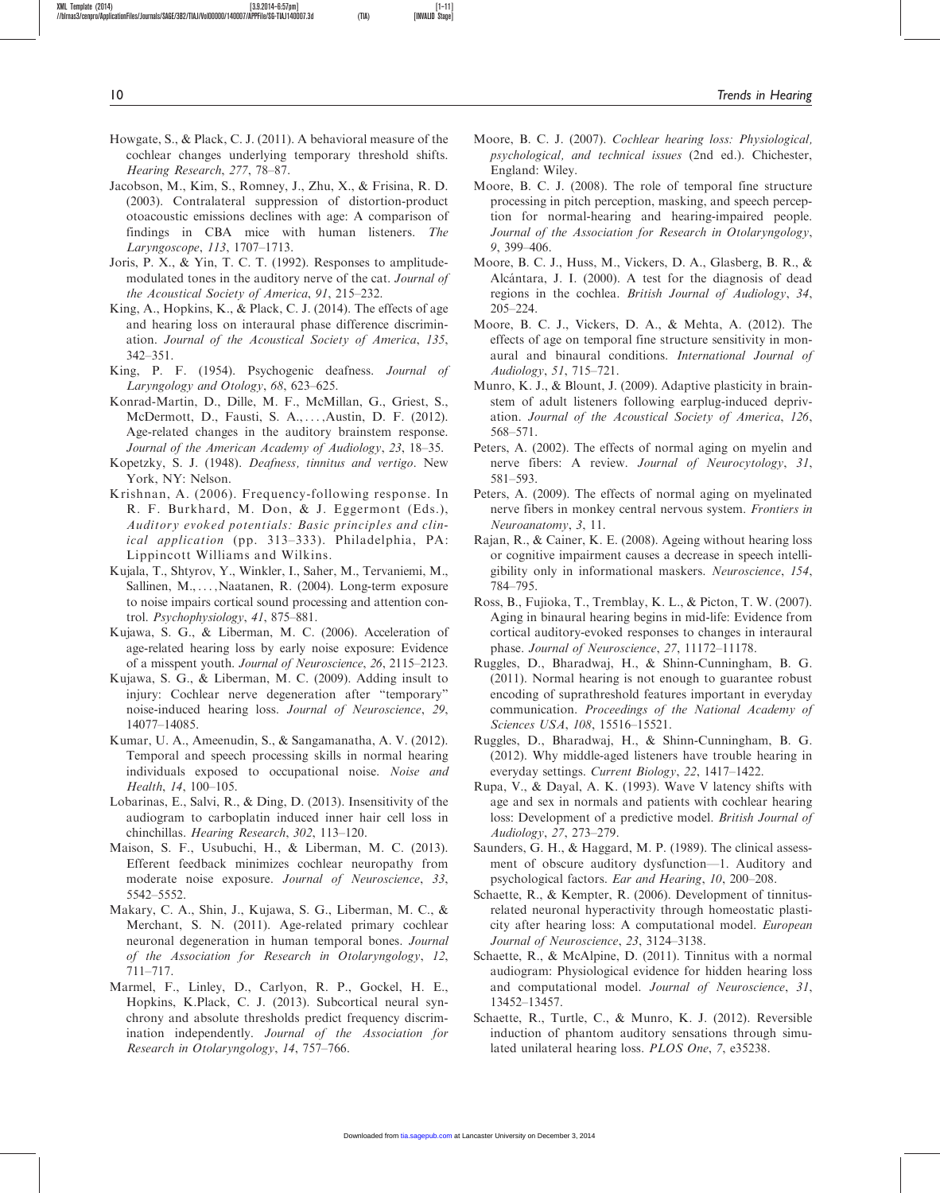Howgate, S., & Plack, C. J. (2011). A behavioral measure of the cochlear changes underlying temporary threshold shifts. *Hearing Research*, *277*, 78–87.

Jacobson, M., Kim, S., Romney, J., Zhu, X., & Frisina, R. D. (2003). Contralateral suppression of distortion-product otoacoustic emissions declines with age: A comparison of findings in CBA mice with human listeners. *The Laryngoscope*, *113*, 1707–1713.

Joris, P. X., & Yin, T. C. T. (1992). Responses to amplitude-modulated tones in the auditory nerve of the cat. *Journal of the Acoustical Society of America*, *91*, 215–232.

King, A., Hopkins, K., & Plack, C. J. (2014). The effects of age and hearing loss on interaural phase difference discrimination. *Journal of the Acoustical Society of America*, *135*, 342–351.

King, P. F. (1954). Psychogenic deafness. *Journal of Laryngology and Otology*, *68*, 623–625.

Konrad-Martin, D., Dille, M. F., McMillan, G., Griest, S., McDermott, D., Fausti, S. A., . . . ,Austin, D. F. (2012). Age-related changes in the auditory brainstem response. *Journal of the American Academy of Audiology*, *23*, 18–35.

Kopetzky, S. J. (1948). *Deafness, tinnitus and vertigo*. New York, NY: Nelson.

Krishnan, A. (2006). Frequency-following response. In R. F. Burkhard, M. Don, & J. Eggermont (Eds.), *Auditory evoked potentials: Basic principles and clinical application* (pp. 313–333). Philadelphia, PA: Lippincott Williams and Wilkins.

Kujala, T., Shtyrov, Y., Winkler, I., Saher, M., Tervaniemi, M., Sallinen, M., . . . ,Naatanen, R. (2004). Long-term exposure to noise impairs cortical sound processing and attention control. *Psychophysiology*, *41*, 875–881.

Kujawa, S. G., & Liberman, M. C. (2006). Acceleration of age-related hearing loss by early noise exposure: Evidence of a misspent youth. *Journal of Neuroscience*, *26*, 2115–2123.

Kujawa, S. G., & Liberman, M. C. (2009). Adding insult to injury: Cochlear nerve degeneration after "temporary" noise-induced hearing loss. *Journal of Neuroscience*, *29*, 14077–14085.

Kumar, U. A., Ameenudin, S., & Sangamanatha, A. V. (2012). Temporal and speech processing skills in normal hearing individuals exposed to occupational noise. *Noise and Health*, *14*, 100–105.

Lobarinas, E., Salvi, R., & Ding, D. (2013). Insensitivity of the audiogram to carboplatin induced inner hair cell loss in chinchillas. *Hearing Research*, *302*, 113–120.

Maison, S. F., Usubuchi, H., & Liberman, M. C. (2013). Efferent feedback minimizes cochlear neuropathy from moderate noise exposure. *Journal of Neuroscience*, *33*, 5542–5552.

Makary, C. A., Shin, J., Kujawa, S. G., Liberman, M. C., & Merchant, S. N. (2011). Age-related primary cochlear neuronal degeneration in human temporal bones. *Journal of the Association for Research in Otolaryngology*, *12*, 711–717.

Marmel, F., Linley, D., Carlyon, R. P., Gockel, H. E., Hopkins, K.Plack, C. J. (2013). Subcortical neural synchrony and absolute thresholds predict frequency discrimination independently. *Journal of the Association for Research in Otolaryngology*, *14*, 757–766.

Moore, B. C. J. (2007). *Cochlear hearing loss: Physiological, psychological, and technical issues* (2nd ed.). Chichester, England: Wiley.

Moore, B. C. J. (2008). The role of temporal fine structure processing in pitch perception, masking, and speech perception for normal-hearing and hearing-impaired people. *Journal of the Association for Research in Otolaryngology*, *9*, 399–406.

Moore, B. C. J., Huss, M., Vickers, D. A., Glasberg, B. R., & Alcántara, J. I. (2000). A test for the diagnosis of dead regions in the cochlea. *British Journal of Audiology*, *34*, 205–224.

Moore, B. C. J., Vickers, D. A., & Mehta, A. (2012). The effects of age on temporal fine structure sensitivity in monaural and binaural conditions. *International Journal of Audiology*, *51*, 715–721.

Munro, K. J., & Blount, J. (2009). Adaptive plasticity in brainstem of adult listeners following earplug-induced deprivation. *Journal of the Acoustical Society of America*, *126*, 568–571.

Peters, A. (2002). The effects of normal aging on myelin and nerve fibers: A review. *Journal of Neurocytology*, *31*, 581–593.

Peters, A. (2009). The effects of normal aging on myelinated nerve fibers in monkey central nervous system. *Frontiers in Neuroanatomy*, *3*, 11.

Rajan, R., & Cainer, K. E. (2008). Ageing without hearing loss or cognitive impairment causes a decrease in speech intelligibility only in informational maskers. *Neuroscience*, *154*, 784–795.

Ross, B., Fujioka, T., Tremblay, K. L., & Picton, T. W. (2007). Aging in binaural hearing begins in mid-life: Evidence from cortical auditory-evoked responses to changes in interaural phase. *Journal of Neuroscience*, *27*, 11172–11178.

Ruggles, D., Bharadwaj, H., & Shinn-Cunningham, B. G. (2011). Normal hearing is not enough to guarantee robust encoding of suprathreshold features important in everyday communication. *Proceedings of the National Academy of Sciences USA*, *108*, 15516–15521.

Ruggles, D., Bharadwaj, H., & Shinn-Cunningham, B. G. (2012). Why middle-aged listeners have trouble hearing in everyday settings. *Current Biology*, *22*, 1417–1422.

Rupa, V., & Dayal, A. K. (1993). Wave V latency shifts with age and sex in normals and patients with cochlear hearing loss: Development of a predictive model. *British Journal of Audiology*, *27*, 273–279.

Saunders, G. H., & Haggard, M. P. (1989). The clinical assessment of obscure auditory dysfunction—1. Auditory and psychological factors. *Ear and Hearing*, *10*, 200–208.

Schaette, R., & Kempter, R. (2006). Development of tinnitus-related neuronal hyperactivity through homeostatic plasticity after hearing loss: A computational model. *European Journal of Neuroscience*, *23*, 3124–3138.

Schaette, R., & McAlpine, D. (2011). Tinnitus with a normal audiogram: Physiological evidence for hidden hearing loss and computational model. *Journal of Neuroscience*, *31*, 13452–13457.

Schaette, R., Turtle, C., & Munro, K. J. (2012). Reversible induction of phantom auditory sensations through simulated unilateral hearing loss. *PLOS One*, *7*, e35238.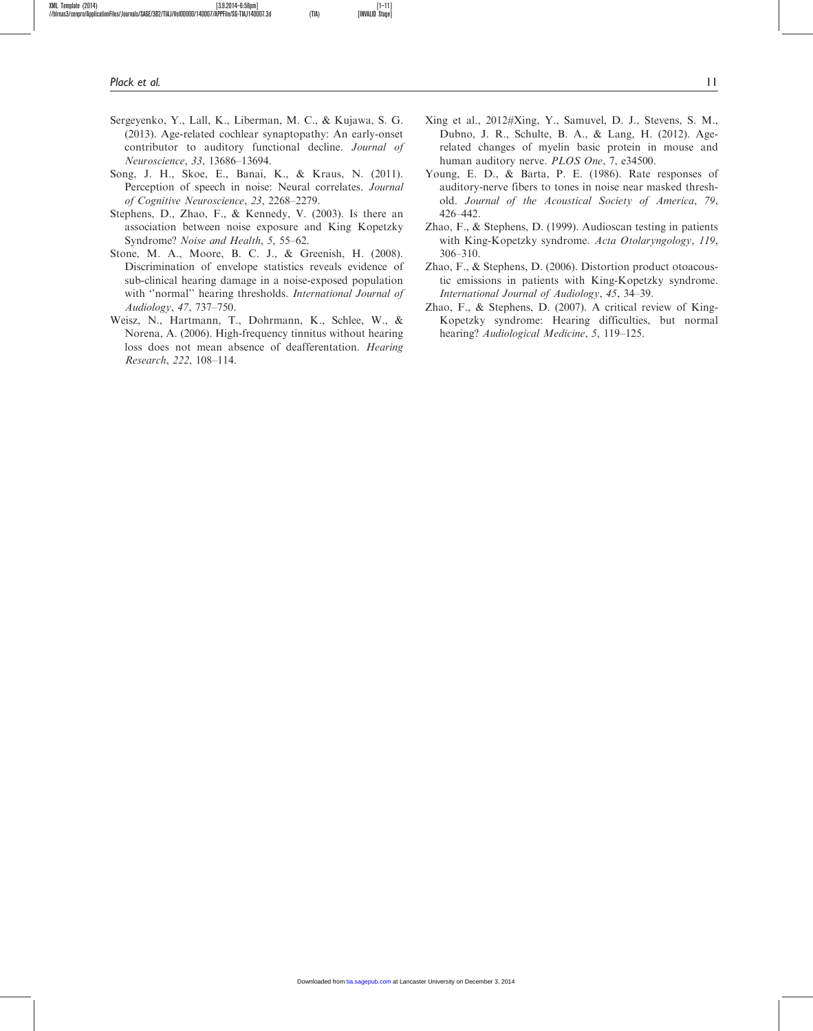Sergeyenko, Y., Lall, K., Liberman, M. C., & Kujawa, S. G. (2013). Age-related cochlear synaptopathy: An early-onset contributor to auditory functional decline. *Journal of Neuroscience*, *33*, 13686–13694.

Song, J. H., Skoe, E., Banai, K., & Kraus, N. (2011). Perception of speech in noise: Neural correlates. *Journal of Cognitive Neuroscience*, *23*, 2268–2279.

Stephens, D., Zhao, F., & Kennedy, V. (2003). Is there an association between noise exposure and King Kopetzky Syndrome? *Noise and Health*, *5*, 55–62.

Stone, M. A., Moore, B. C. J., & Greenish, H. (2008). Discrimination of envelope statistics reveals evidence of sub-clinical hearing damage in a noise-exposed population with ''normal'' hearing thresholds. *International Journal of Audiology*, *47*, 737–750.

Weisz, N., Hartmann, T., Dohrmann, K., Schlee, W., & Norena, A. (2006). High-frequency tinnitus without hearing loss does not mean absence of deafferentation. *Hearing Research*, *222*, 108–114.

Xing et al., 2012#Xing, Y., Samuvel, D. J., Stevens, S. M., Dubno, J. R., Schulte, B. A., & Lang, H. (2012). Age-related changes of myelin basic protein in mouse and human auditory nerve. *PLOS One*, 7, e34500.

Young, E. D., & Barta, P. E. (1986). Rate responses of auditory-nerve fibers to tones in noise near masked threshold. *Journal of the Acoustical Society of America*, *79*, 426–442.

Zhao, F., & Stephens, D. (1999). Audioscan testing in patients with King-Kopetzky syndrome. *Acta Otolaryngology*, *119*, 306–310.

Zhao, F., & Stephens, D. (2006). Distortion product otoacoustic emissions in patients with King-Kopetzky syndrome. *International Journal of Audiology*, *45*, 34–39.

Zhao, F., & Stephens, D. (2007). A critical review of King-Kopetzky syndrome: Hearing difficulties, but normal hearing? *Audiological Medicine*, *5*, 119–125.